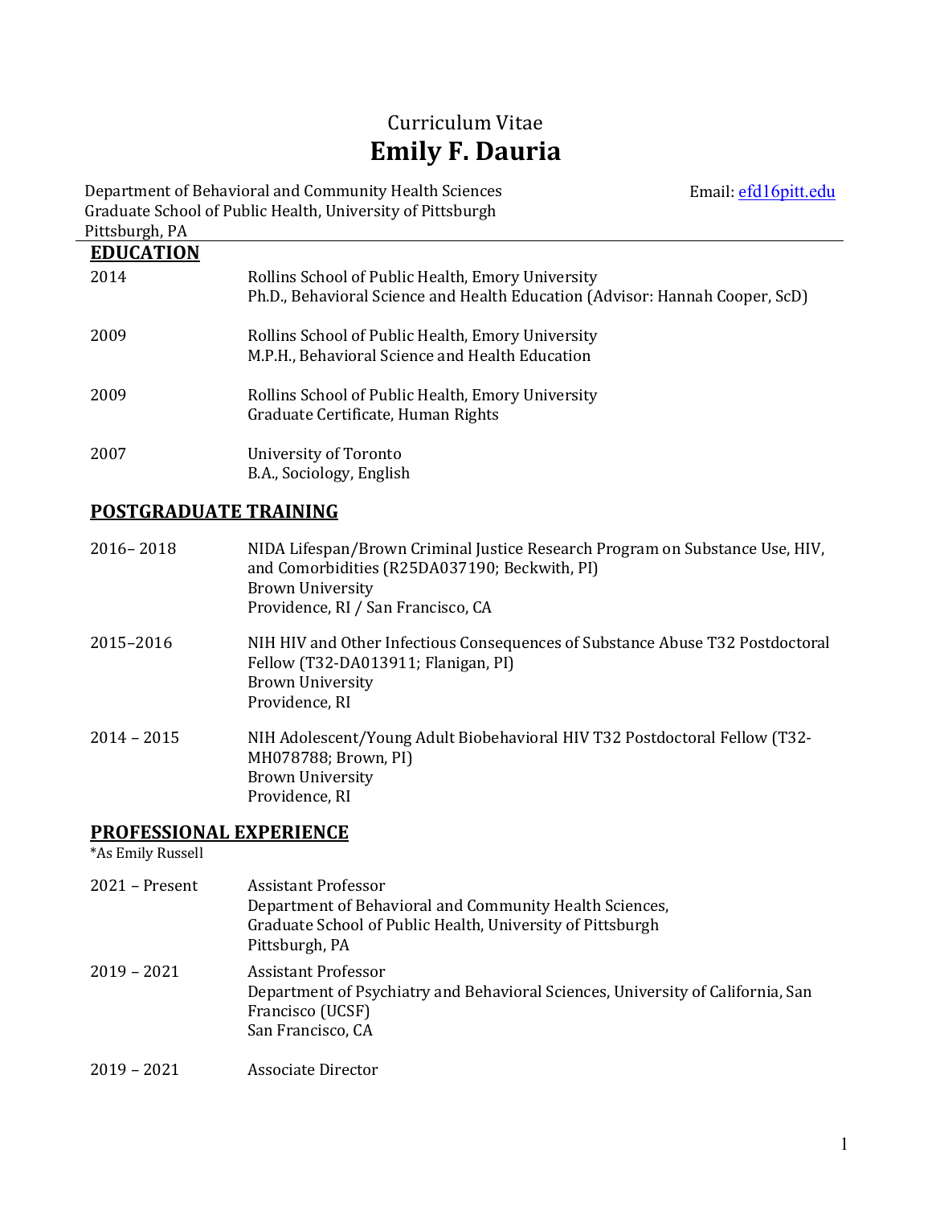# Curriculum Vitae
# **Emily F. Dauria**

Department of Behavioral and Community Health Sciences
Graduate School of Public Health, University of Pittsburgh
Pittsburgh, PA

Email: efd16pitt.edu

## EDUCATION

2014 — Rollins School of Public Health, Emory University
Ph.D., Behavioral Science and Health Education (Advisor: Hannah Cooper, ScD)

2009 — Rollins School of Public Health, Emory University
M.P.H., Behavioral Science and Health Education

2009 — Rollins School of Public Health, Emory University
Graduate Certificate, Human Rights

2007 — University of Toronto
B.A., Sociology, English

## POSTGRADUATE TRAINING

2016– 2018 — NIDA Lifespan/Brown Criminal Justice Research Program on Substance Use, HIV, and Comorbidities (R25DA037190; Beckwith, PI)
Brown University
Providence, RI / San Francisco, CA

2015–2016 — NIH HIV and Other Infectious Consequences of Substance Abuse T32 Postdoctoral Fellow (T32-DA013911; Flanigan, PI)
Brown University
Providence, RI

2014 – 2015 — NIH Adolescent/Young Adult Biobehavioral HIV T32 Postdoctoral Fellow (T32-MH078788; Brown, PI)
Brown University
Providence, RI

## PROFESSIONAL EXPERIENCE

*As Emily Russell

2021 – Present — Assistant Professor
Department of Behavioral and Community Health Sciences,
Graduate School of Public Health, University of Pittsburgh
Pittsburgh, PA

2019 – 2021 — Assistant Professor
Department of Psychiatry and Behavioral Sciences, University of California, San Francisco (UCSF)
San Francisco, CA

2019 – 2021 — Associate Director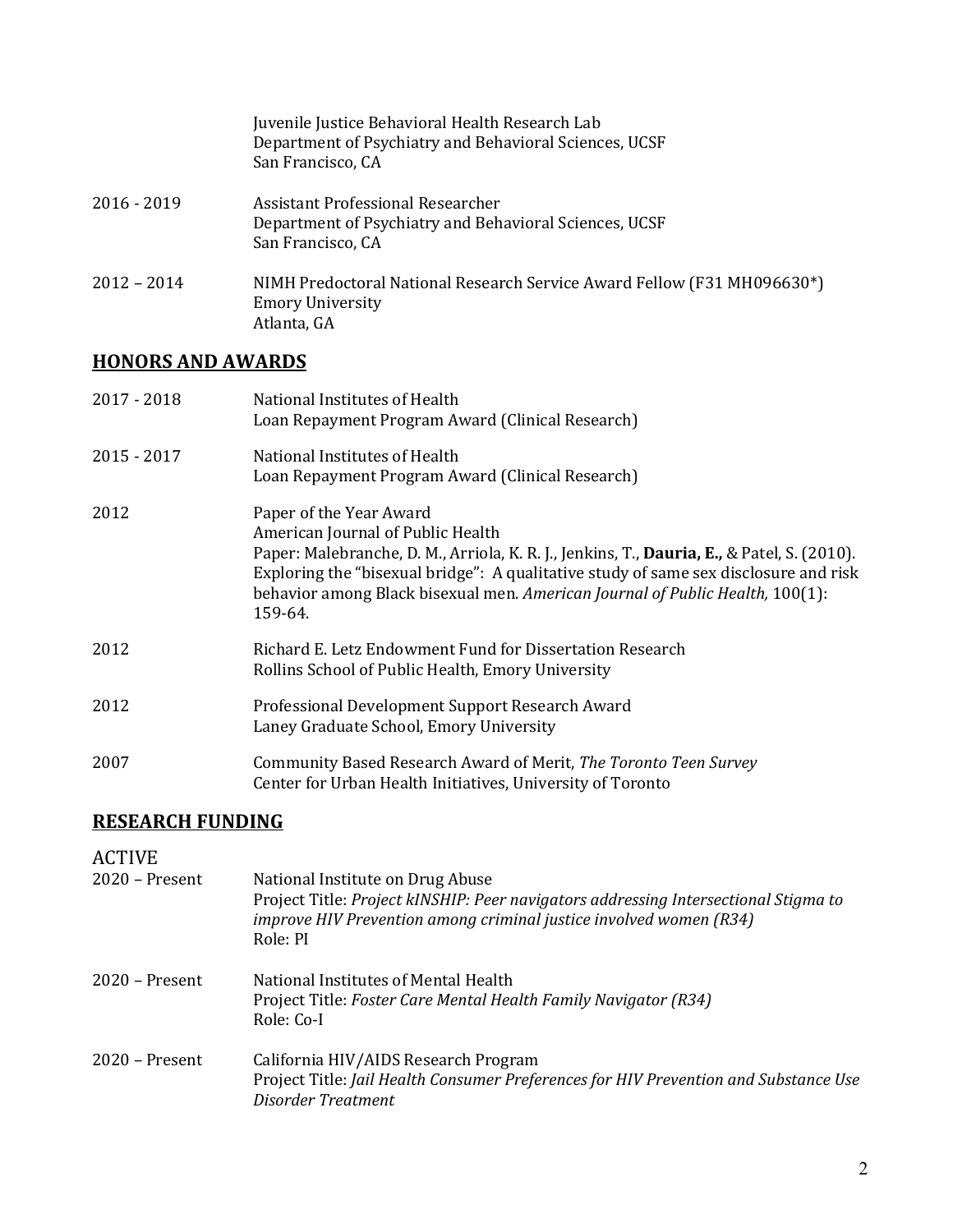Juvenile Justice Behavioral Health Research Lab
Department of Psychiatry and Behavioral Sciences, UCSF
San Francisco, CA

2016 - 2019 Assistant Professional Researcher
Department of Psychiatry and Behavioral Sciences, UCSF
San Francisco, CA

2012 – 2014 NIMH Predoctoral National Research Service Award Fellow (F31 MH096630*)
Emory University
Atlanta, GA

## HONORS AND AWARDS

2017 - 2018 National Institutes of Health
Loan Repayment Program Award (Clinical Research)

2015 - 2017 National Institutes of Health
Loan Repayment Program Award (Clinical Research)

2012 Paper of the Year Award
American Journal of Public Health
Paper: Malebranche, D. M., Arriola, K. R. J., Jenkins, T., **Dauria, E.,** & Patel, S. (2010). Exploring the "bisexual bridge": A qualitative study of same sex disclosure and risk behavior among Black bisexual men. *American Journal of Public Health,* 100(1): 159-64.

2012 Richard E. Letz Endowment Fund for Dissertation Research
Rollins School of Public Health, Emory University

2012 Professional Development Support Research Award
Laney Graduate School, Emory University

2007 Community Based Research Award of Merit, *The Toronto Teen Survey*
Center for Urban Health Initiatives, University of Toronto

## RESEARCH FUNDING

ACTIVE

2020 – Present National Institute on Drug Abuse
Project Title: *Project kINSHIP: Peer navigators addressing Intersectional Stigma to improve HIV Prevention among criminal justice involved women (R34)*
Role: PI

2020 – Present National Institutes of Mental Health
Project Title: *Foster Care Mental Health Family Navigator (R34)*
Role: Co-I

2020 – Present California HIV/AIDS Research Program
Project Title: *Jail Health Consumer Preferences for HIV Prevention and Substance Use Disorder Treatment*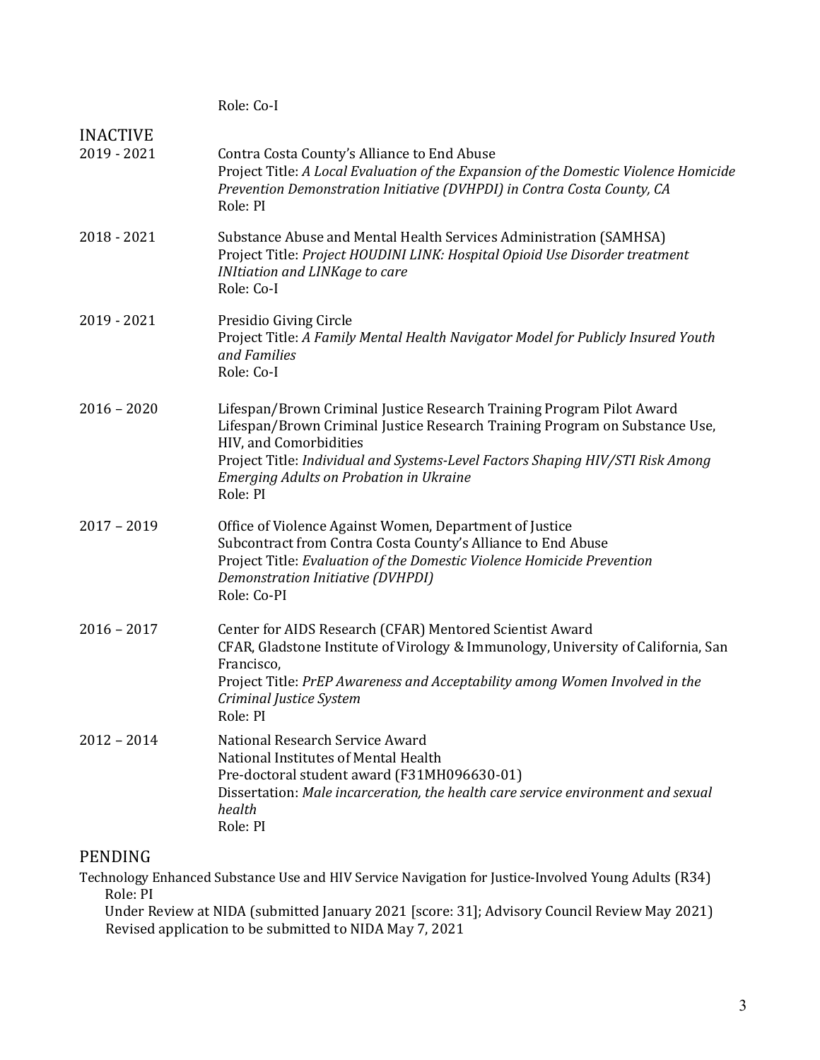Role: Co-I

## INACTIVE

**2019 - 2021**
Contra Costa County's Alliance to End Abuse
Project Title: *A Local Evaluation of the Expansion of the Domestic Violence Homicide Prevention Demonstration Initiative (DVHPDI) in Contra Costa County, CA*
Role: PI

**2018 - 2021**
Substance Abuse and Mental Health Services Administration (SAMHSA)
Project Title: *Project HOUDINI LINK: Hospital Opioid Use Disorder treatment INItiation and LINKage to care*
Role: Co-I

**2019 - 2021**
Presidio Giving Circle
Project Title: *A Family Mental Health Navigator Model for Publicly Insured Youth and Families*
Role: Co-I

**2016 – 2020**
Lifespan/Brown Criminal Justice Research Training Program Pilot Award
Lifespan/Brown Criminal Justice Research Training Program on Substance Use, HIV, and Comorbidities
Project Title: *Individual and Systems-Level Factors Shaping HIV/STI Risk Among Emerging Adults on Probation in Ukraine*
Role: PI

**2017 – 2019**
Office of Violence Against Women, Department of Justice
Subcontract from Contra Costa County's Alliance to End Abuse
Project Title: *Evaluation of the Domestic Violence Homicide Prevention Demonstration Initiative (DVHPDI)*
Role: Co-PI

**2016 – 2017**
Center for AIDS Research (CFAR) Mentored Scientist Award
CFAR, Gladstone Institute of Virology & Immunology, University of California, San Francisco,
Project Title: *PrEP Awareness and Acceptability among Women Involved in the Criminal Justice System*
Role: PI

**2012 – 2014**
National Research Service Award
National Institutes of Mental Health
Pre-doctoral student award (F31MH096630-01)
Dissertation: *Male incarceration, the health care service environment and sexual health*
Role: PI

## PENDING

Technology Enhanced Substance Use and HIV Service Navigation for Justice-Involved Young Adults (R34)
Role: PI
Under Review at NIDA (submitted January 2021 [score: 31]; Advisory Council Review May 2021)
Revised application to be submitted to NIDA May 7, 2021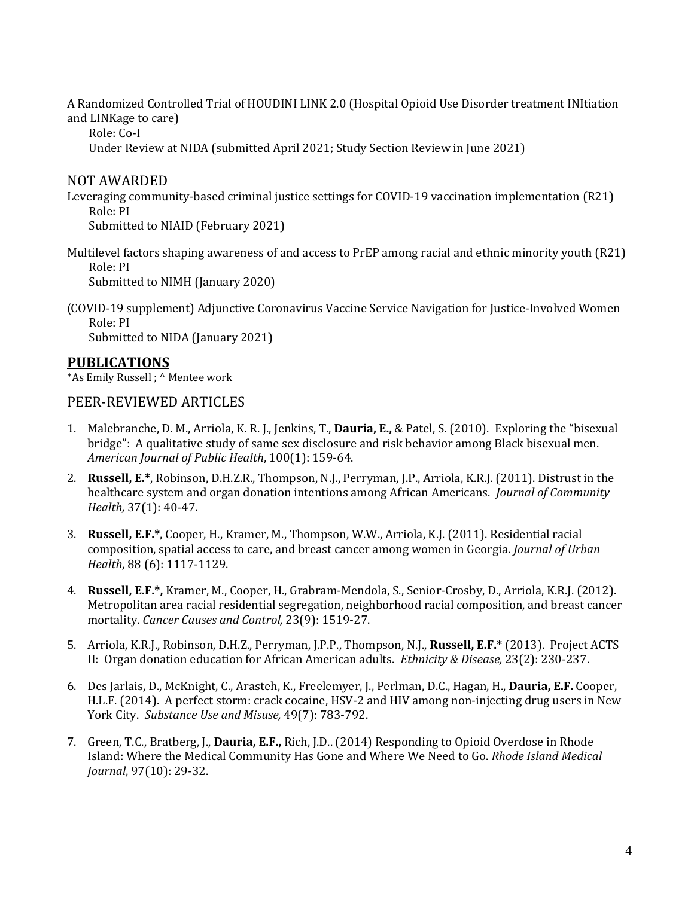A Randomized Controlled Trial of HOUDINI LINK 2.0 (Hospital Opioid Use Disorder treatment INItiation and LINKage to care)

Role: Co-I

Under Review at NIDA (submitted April 2021; Study Section Review in June 2021)

### NOT AWARDED

Leveraging community-based criminal justice settings for COVID-19 vaccination implementation (R21)

Role: PI

Submitted to NIAID (February 2021)

Multilevel factors shaping awareness of and access to PrEP among racial and ethnic minority youth (R21)

Role: PI

Submitted to NIMH (January 2020)

(COVID-19 supplement) Adjunctive Coronavirus Vaccine Service Navigation for Justice-Involved Women

Role: PI

Submitted to NIDA (January 2021)

## PUBLICATIONS

*As Emily Russell ; ^ Mentee work

### PEER-REVIEWED ARTICLES

1. Malebranche, D. M., Arriola, K. R. J., Jenkins, T., **Dauria, E.,** & Patel, S. (2010). Exploring the "bisexual bridge": A qualitative study of same sex disclosure and risk behavior among Black bisexual men. *American Journal of Public Health*, 100(1): 159-64.
2. **Russell, E.***, Robinson, D.H.Z.R., Thompson, N.J., Perryman, J.P., Arriola, K.R.J. (2011). Distrust in the healthcare system and organ donation intentions among African Americans. *Journal of Community Health,* 37(1): 40-47.
3. **Russell, E.F.***, Cooper, H., Kramer, M., Thompson, W.W., Arriola, K.J. (2011). Residential racial composition, spatial access to care, and breast cancer among women in Georgia. *Journal of Urban Health*, 88 (6): 1117-1129.
4. **Russell, E.F.*,** Kramer, M., Cooper, H., Grabram-Mendola, S., Senior-Crosby, D., Arriola, K.R.J. (2012). Metropolitan area racial residential segregation, neighborhood racial composition, and breast cancer mortality. *Cancer Causes and Control,* 23(9): 1519-27.
5. Arriola, K.R.J., Robinson, D.H.Z., Perryman, J.P.P., Thompson, N.J., **Russell, E.F.*** (2013). Project ACTS II: Organ donation education for African American adults. *Ethnicity & Disease,* 23(2): 230-237.
6. Des Jarlais, D., McKnight, C., Arasteh, K., Freelemyer, J., Perlman, D.C., Hagan, H., **Dauria, E.F.** Cooper, H.L.F. (2014). A perfect storm: crack cocaine, HSV-2 and HIV among non-injecting drug users in New York City. *Substance Use and Misuse,* 49(7): 783-792.
7. Green, T.C., Bratberg, J., **Dauria, E.F.,** Rich, J.D.. (2014) Responding to Opioid Overdose in Rhode Island: Where the Medical Community Has Gone and Where We Need to Go. *Rhode Island Medical Journal*, 97(10): 29-32.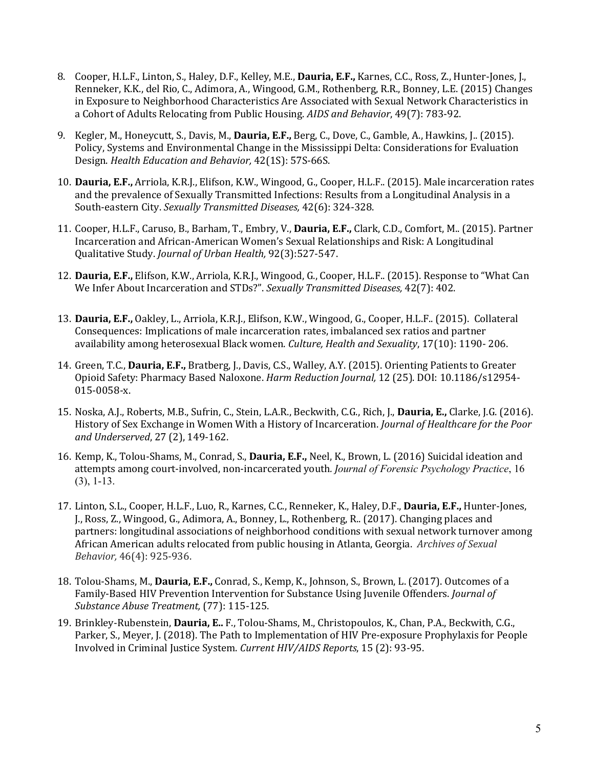8. Cooper, H.L.F., Linton, S., Haley, D.F., Kelley, M.E., **Dauria, E.F.,** Karnes, C.C., Ross, Z., Hunter-Jones, J., Renneker, K.K., del Rio, C., Adimora, A., Wingood, G.M., Rothenberg, R.R., Bonney, L.E. (2015) Changes in Exposure to Neighborhood Characteristics Are Associated with Sexual Network Characteristics in a Cohort of Adults Relocating from Public Housing. *AIDS and Behavior*, 49(7): 783-92.

9. Kegler, M., Honeycutt, S., Davis, M., **Dauria, E.F.,** Berg, C., Dove, C., Gamble, A., Hawkins, J.. (2015). Policy, Systems and Environmental Change in the Mississippi Delta: Considerations for Evaluation Design. *Health Education and Behavior,* 42(1S): 57S-66S.

10. **Dauria, E.F.,** Arriola, K.R.J., Elifson, K.W., Wingood, G., Cooper, H.L.F.. (2015). Male incarceration rates and the prevalence of Sexually Transmitted Infections: Results from a Longitudinal Analysis in a South-eastern City. *Sexually Transmitted Diseases,* 42(6): 324-328.

11. Cooper, H.L.F., Caruso, B., Barham, T., Embry, V., **Dauria, E.F.,** Clark, C.D., Comfort, M.. (2015). Partner Incarceration and African-American Women's Sexual Relationships and Risk: A Longitudinal Qualitative Study. *Journal of Urban Health,* 92(3):527-547.

12. **Dauria, E.F.,** Elifson, K.W., Arriola, K.R.J., Wingood, G., Cooper, H.L.F.. (2015). Response to "What Can We Infer About Incarceration and STDs?". *Sexually Transmitted Diseases,* 42(7): 402.

13. **Dauria, E.F.,** Oakley, L., Arriola, K.R.J., Elifson, K.W., Wingood, G., Cooper, H.L.F.. (2015). Collateral Consequences: Implications of male incarceration rates, imbalanced sex ratios and partner availability among heterosexual Black women. *Culture, Health and Sexuality*, 17(10): 1190- 206.

14. Green, T.C., **Dauria, E.F.,** Bratberg, J., Davis, C.S., Walley, A.Y. (2015). Orienting Patients to Greater Opioid Safety: Pharmacy Based Naloxone. *Harm Reduction Journal,* 12 (25). DOI: 10.1186/s12954-015-0058-x.

15. Noska, A.J., Roberts, M.B., Sufrin, C., Stein, L.A.R., Beckwith, C.G., Rich, J., **Dauria, E.,** Clarke, J.G. (2016). History of Sex Exchange in Women With a History of Incarceration. *Journal of Healthcare for the Poor and Underserved*, 27 (2), 149-162.

16. Kemp, K., Tolou-Shams, M., Conrad, S., **Dauria, E.F.,** Neel, K., Brown, L. (2016) Suicidal ideation and attempts among court-involved, non-incarcerated youth. *Journal of Forensic Psychology Practice*, 16 (3), 1-13.

17. Linton, S.L., Cooper, H.L.F., Luo, R., Karnes, C.C., Renneker, K., Haley, D.F., **Dauria, E.F.,** Hunter-Jones, J., Ross, Z., Wingood, G., Adimora, A., Bonney, L., Rothenberg, R.. (2017). Changing places and partners: longitudinal associations of neighborhood conditions with sexual network turnover among African American adults relocated from public housing in Atlanta, Georgia. *Archives of Sexual Behavior,* 46(4): 925-936.

18. Tolou-Shams, M., **Dauria, E.F.,** Conrad, S., Kemp, K., Johnson, S., Brown, L. (2017). Outcomes of a Family-Based HIV Prevention Intervention for Substance Using Juvenile Offenders. *Journal of Substance Abuse Treatment,* (77): 115-125.

19. Brinkley-Rubenstein, **Dauria, E..** F., Tolou-Shams, M., Christopoulos, K., Chan, P.A., Beckwith, C.G., Parker, S., Meyer, J. (2018). The Path to Implementation of HIV Pre-exposure Prophylaxis for People Involved in Criminal Justice System. *Current HIV/AIDS Reports*, 15 (2): 93-95.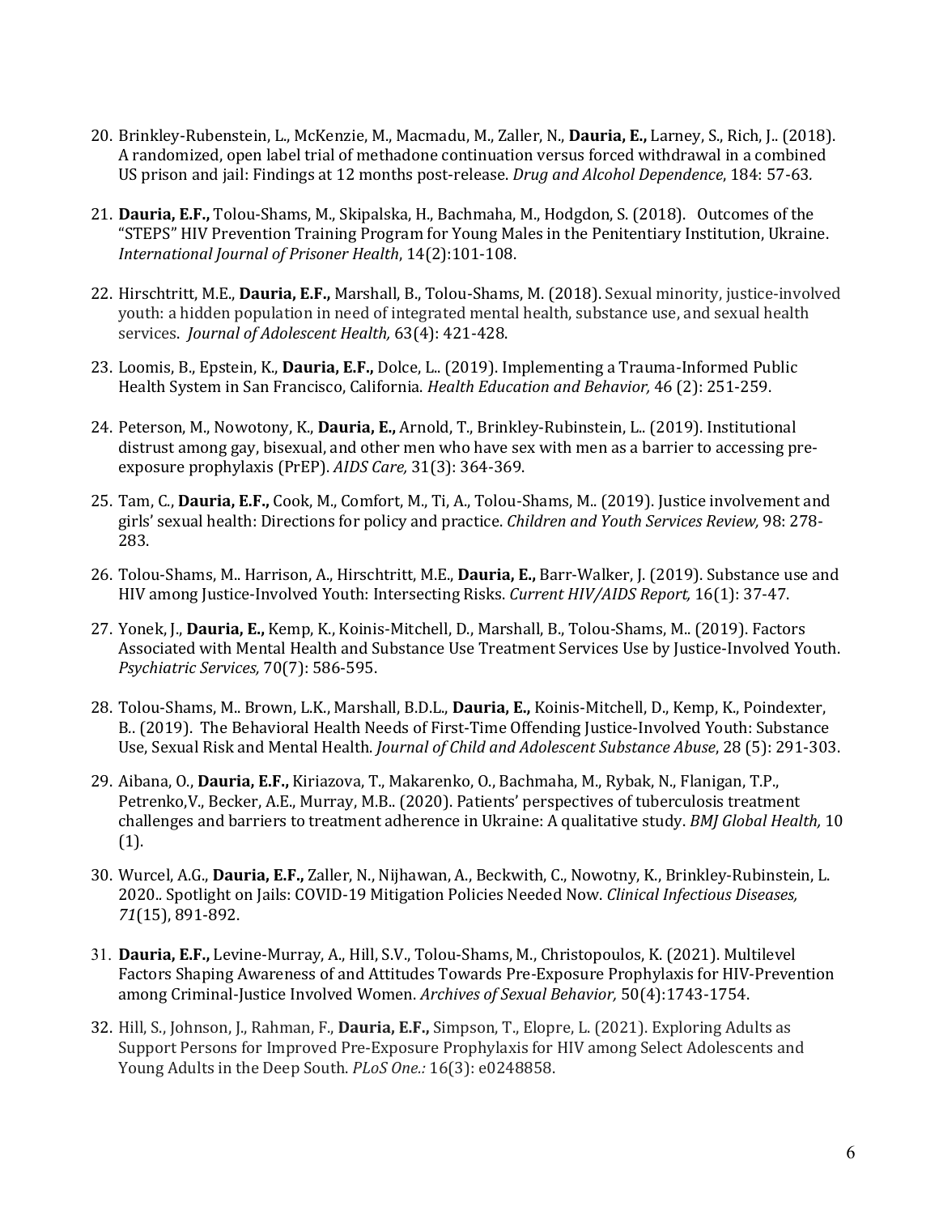20. Brinkley-Rubenstein, L., McKenzie, M., Macmadu, M., Zaller, N., **Dauria, E.,** Larney, S., Rich, J.. (2018). A randomized, open label trial of methadone continuation versus forced withdrawal in a combined US prison and jail: Findings at 12 months post-release. *Drug and Alcohol Dependence*, 184: 57-63.

21. **Dauria, E.F.,** Tolou-Shams, M., Skipalska, H., Bachmaha, M., Hodgdon, S. (2018). Outcomes of the "STEPS" HIV Prevention Training Program for Young Males in the Penitentiary Institution, Ukraine. *International Journal of Prisoner Health*, 14(2):101-108.

22. Hirschtritt, M.E., **Dauria, E.F.,** Marshall, B., Tolou-Shams, M. (2018). Sexual minority, justice-involved youth: a hidden population in need of integrated mental health, substance use, and sexual health services. *Journal of Adolescent Health,* 63(4): 421-428.

23. Loomis, B., Epstein, K., **Dauria, E.F.,** Dolce, L.. (2019). Implementing a Trauma-Informed Public Health System in San Francisco, California. *Health Education and Behavior,* 46 (2): 251-259.

24. Peterson, M., Nowotony, K., **Dauria, E.,** Arnold, T., Brinkley-Rubinstein, L.. (2019). Institutional distrust among gay, bisexual, and other men who have sex with men as a barrier to accessing pre-exposure prophylaxis (PrEP). *AIDS Care,* 31(3): 364-369.

25. Tam, C., **Dauria, E.F.,** Cook, M., Comfort, M., Ti, A., Tolou-Shams, M.. (2019). Justice involvement and girls' sexual health: Directions for policy and practice. *Children and Youth Services Review,* 98: 278-283.

26. Tolou-Shams, M.. Harrison, A., Hirschtritt, M.E., **Dauria, E.,** Barr-Walker, J. (2019). Substance use and HIV among Justice-Involved Youth: Intersecting Risks. *Current HIV/AIDS Report,* 16(1): 37-47.

27. Yonek, J., **Dauria, E.,** Kemp, K., Koinis-Mitchell, D., Marshall, B., Tolou-Shams, M.. (2019). Factors Associated with Mental Health and Substance Use Treatment Services Use by Justice-Involved Youth. *Psychiatric Services,* 70(7): 586-595.

28. Tolou-Shams, M.. Brown, L.K., Marshall, B.D.L., **Dauria, E.,** Koinis-Mitchell, D., Kemp, K., Poindexter, B.. (2019). The Behavioral Health Needs of First-Time Offending Justice-Involved Youth: Substance Use, Sexual Risk and Mental Health. *Journal of Child and Adolescent Substance Abuse*, 28 (5): 291-303.

29. Aibana, O., **Dauria, E.F.,** Kiriazova, T., Makarenko, O., Bachmaha, M., Rybak, N., Flanigan, T.P., Petrenko,V., Becker, A.E., Murray, M.B.. (2020). Patients' perspectives of tuberculosis treatment challenges and barriers to treatment adherence in Ukraine: A qualitative study. *BMJ Global Health,* 10 (1).

30. Wurcel, A.G., **Dauria, E.F.,** Zaller, N., Nijhawan, A., Beckwith, C., Nowotny, K., Brinkley-Rubinstein, L. 2020.. Spotlight on Jails: COVID-19 Mitigation Policies Needed Now. *Clinical Infectious Diseases, 71*(15), 891-892.

31. **Dauria, E.F.,** Levine-Murray, A., Hill, S.V., Tolou-Shams, M., Christopoulos, K. (2021). Multilevel Factors Shaping Awareness of and Attitudes Towards Pre-Exposure Prophylaxis for HIV-Prevention among Criminal-Justice Involved Women. *Archives of Sexual Behavior,* 50(4):1743-1754.

32. Hill, S., Johnson, J., Rahman, F., **Dauria, E.F.,** Simpson, T., Elopre, L. (2021). Exploring Adults as Support Persons for Improved Pre-Exposure Prophylaxis for HIV among Select Adolescents and Young Adults in the Deep South. *PLoS One.:* 16(3): e0248858.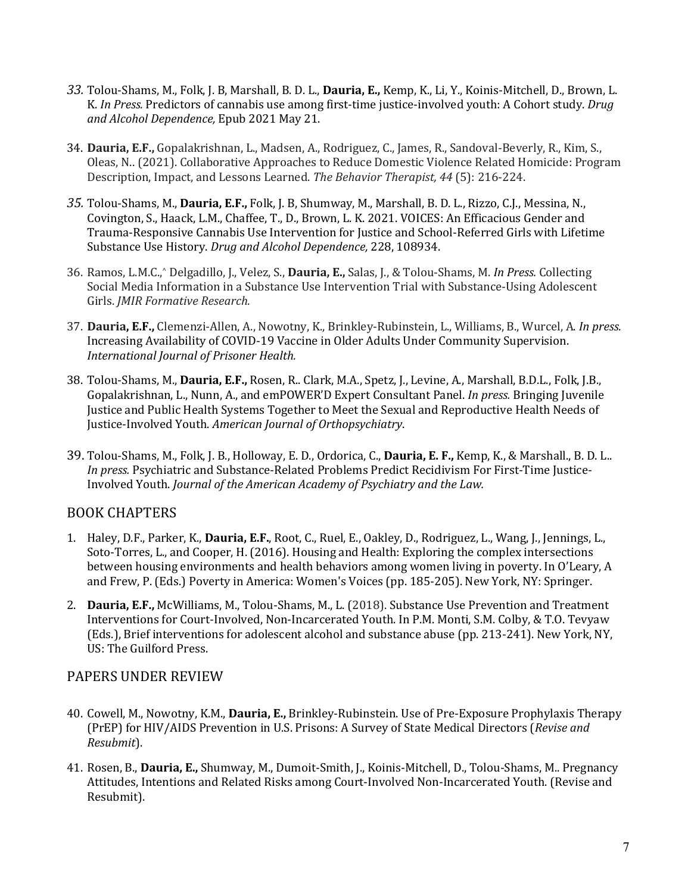33. Tolou-Shams, M., Folk, J. B, Marshall, B. D. L., **Dauria, E.,** Kemp, K., Li, Y., Koinis-Mitchell, D., Brown, L. K. *In Press.* Predictors of cannabis use among first-time justice-involved youth: A Cohort study. *Drug and Alcohol Dependence,* Epub 2021 May 21.

34. **Dauria, E.F.,** Gopalakrishnan, L., Madsen, A., Rodriguez, C., James, R., Sandoval-Beverly, R., Kim, S., Oleas, N.. (2021). Collaborative Approaches to Reduce Domestic Violence Related Homicide: Program Description, Impact, and Lessons Learned. *The Behavior Therapist, 44* (5): 216-224.

35. Tolou-Shams, M., **Dauria, E.F.,** Folk, J. B, Shumway, M., Marshall, B. D. L., Rizzo, C.J., Messina, N., Covington, S., Haack, L.M., Chaffee, T., D., Brown, L. K. 2021. VOICES: An Efficacious Gender and Trauma-Responsive Cannabis Use Intervention for Justice and School-Referred Girls with Lifetime Substance Use History. *Drug and Alcohol Dependence,* 228, 108934.

36. Ramos, L.M.C.,^ Delgadillo, J., Velez, S., **Dauria, E.,** Salas, J., & Tolou-Shams, M. *In Press.* Collecting Social Media Information in a Substance Use Intervention Trial with Substance-Using Adolescent Girls. *JMIR Formative Research.*

37. **Dauria, E.F.,** Clemenzi-Allen, A., Nowotny, K., Brinkley-Rubinstein, L., Williams, B., Wurcel, A. *In press.* Increasing Availability of COVID-19 Vaccine in Older Adults Under Community Supervision. *International Journal of Prisoner Health.*

38. Tolou-Shams, M., **Dauria, E.F.,** Rosen, R.. Clark, M.A., Spetz, J., Levine, A., Marshall, B.D.L., Folk, J.B., Gopalakrishnan, L., Nunn, A., and emPOWER'D Expert Consultant Panel. *In press.* Bringing Juvenile Justice and Public Health Systems Together to Meet the Sexual and Reproductive Health Needs of Justice-Involved Youth. *American Journal of Orthopsychiatry*.

39. Tolou-Shams, M., Folk, J. B., Holloway, E. D., Ordorica, C., **Dauria, E. F.,** Kemp, K., & Marshall., B. D. L.. *In press.* Psychiatric and Substance-Related Problems Predict Recidivism For First-Time Justice-Involved Youth. *Journal of the American Academy of Psychiatry and the Law.*

## BOOK CHAPTERS

1. Haley, D.F., Parker, K., **Dauria, E.F.**, Root, C., Ruel, E., Oakley, D., Rodriguez, L., Wang, J., Jennings, L., Soto-Torres, L., and Cooper, H. (2016). Housing and Health: Exploring the complex intersections between housing environments and health behaviors among women living in poverty. In O'Leary, A and Frew, P. (Eds.) Poverty in America: Women's Voices (pp. 185-205). New York, NY: Springer.

2. **Dauria, E.F.,** McWilliams, M., Tolou-Shams, M., L. (2018). Substance Use Prevention and Treatment Interventions for Court-Involved, Non-Incarcerated Youth. In P.M. Monti, S.M. Colby, & T.O. Tevyaw (Eds.), Brief interventions for adolescent alcohol and substance abuse (pp. 213-241). New York, NY, US: The Guilford Press.

## PAPERS UNDER REVIEW

40. Cowell, M., Nowotny, K.M., **Dauria, E.,** Brinkley-Rubinstein. Use of Pre-Exposure Prophylaxis Therapy (PrEP) for HIV/AIDS Prevention in U.S. Prisons: A Survey of State Medical Directors (*Revise and Resubmit*).

41. Rosen, B., **Dauria, E.,** Shumway, M., Dumoit-Smith, J., Koinis-Mitchell, D., Tolou-Shams, M.. Pregnancy Attitudes, Intentions and Related Risks among Court-Involved Non-Incarcerated Youth. (Revise and Resubmit).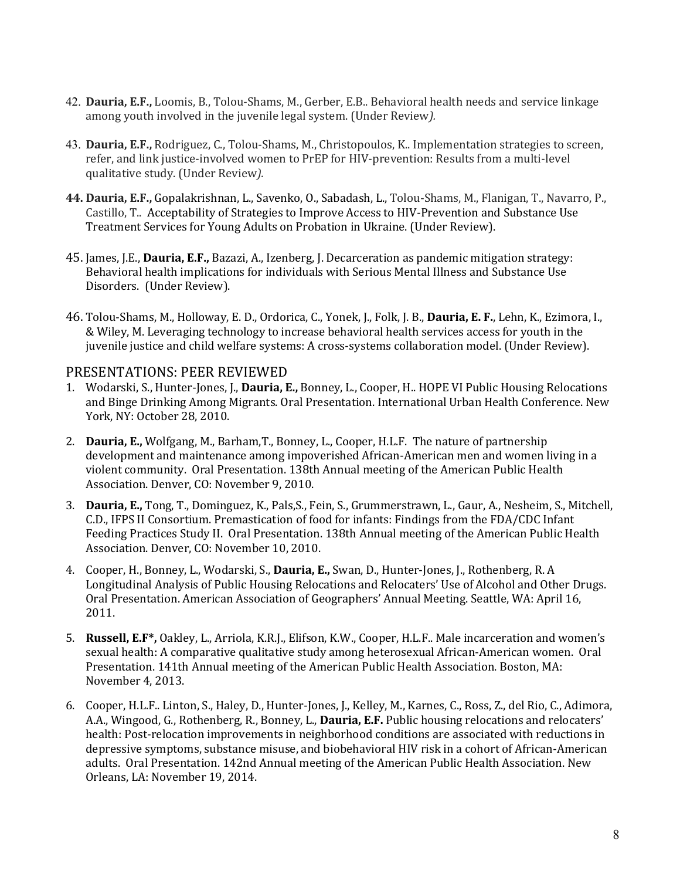42. **Dauria, E.F.,** Loomis, B., Tolou-Shams, M., Gerber, E.B.. Behavioral health needs and service linkage among youth involved in the juvenile legal system. (Under Review*).*

43. **Dauria, E.F.,** Rodriguez, C., Tolou-Shams, M., Christopoulos, K.. Implementation strategies to screen, refer, and link justice-involved women to PrEP for HIV-prevention: Results from a multi-level qualitative study. (Under Review*).*

44. **Dauria, E.F.,** Gopalakrishnan, L., Savenko, O., Sabadash, L., Tolou-Shams, M., Flanigan, T., Navarro, P., Castillo, T.. Acceptability of Strategies to Improve Access to HIV-Prevention and Substance Use Treatment Services for Young Adults on Probation in Ukraine. (Under Review).

45. James, J.E., **Dauria, E.F.,** Bazazi, A., Izenberg, J. Decarceration as pandemic mitigation strategy: Behavioral health implications for individuals with Serious Mental Illness and Substance Use Disorders. (Under Review).

46. Tolou-Shams, M., Holloway, E. D., Ordorica, C., Yonek, J., Folk, J. B., **Dauria, E. F.**, Lehn, K., Ezimora, I., & Wiley, M. Leveraging technology to increase behavioral health services access for youth in the juvenile justice and child welfare systems: A cross-systems collaboration model. (Under Review).

## PRESENTATIONS: PEER REVIEWED

1. Wodarski, S., Hunter-Jones, J., **Dauria, E.,** Bonney, L., Cooper, H.. HOPE VI Public Housing Relocations and Binge Drinking Among Migrants. Oral Presentation. International Urban Health Conference. New York, NY: October 28, 2010.

2. **Dauria, E.,** Wolfgang, M., Barham,T., Bonney, L., Cooper, H.L.F. The nature of partnership development and maintenance among impoverished African-American men and women living in a violent community. Oral Presentation. 138th Annual meeting of the American Public Health Association. Denver, CO: November 9, 2010.

3. **Dauria, E.,** Tong, T., Dominguez, K., Pals,S., Fein, S., Grummerstrawn, L., Gaur, A., Nesheim, S., Mitchell, C.D., IFPS II Consortium. Premastication of food for infants: Findings from the FDA/CDC Infant Feeding Practices Study II. Oral Presentation. 138th Annual meeting of the American Public Health Association. Denver, CO: November 10, 2010.

4. Cooper, H., Bonney, L., Wodarski, S., **Dauria, E.,** Swan, D., Hunter-Jones, J., Rothenberg, R. A Longitudinal Analysis of Public Housing Relocations and Relocaters' Use of Alcohol and Other Drugs. Oral Presentation. American Association of Geographers' Annual Meeting. Seattle, WA: April 16, 2011.

5. **Russell, E.F\*,** Oakley, L., Arriola, K.R.J., Elifson, K.W., Cooper, H.L.F.. Male incarceration and women's sexual health: A comparative qualitative study among heterosexual African-American women. Oral Presentation. 141th Annual meeting of the American Public Health Association. Boston, MA: November 4, 2013.

6. Cooper, H.L.F.. Linton, S., Haley, D., Hunter-Jones, J., Kelley, M., Karnes, C., Ross, Z., del Rio, C., Adimora, A.A., Wingood, G., Rothenberg, R., Bonney, L., **Dauria, E.F.** Public housing relocations and relocaters' health: Post-relocation improvements in neighborhood conditions are associated with reductions in depressive symptoms, substance misuse, and biobehavioral HIV risk in a cohort of African-American adults. Oral Presentation. 142nd Annual meeting of the American Public Health Association. New Orleans, LA: November 19, 2014.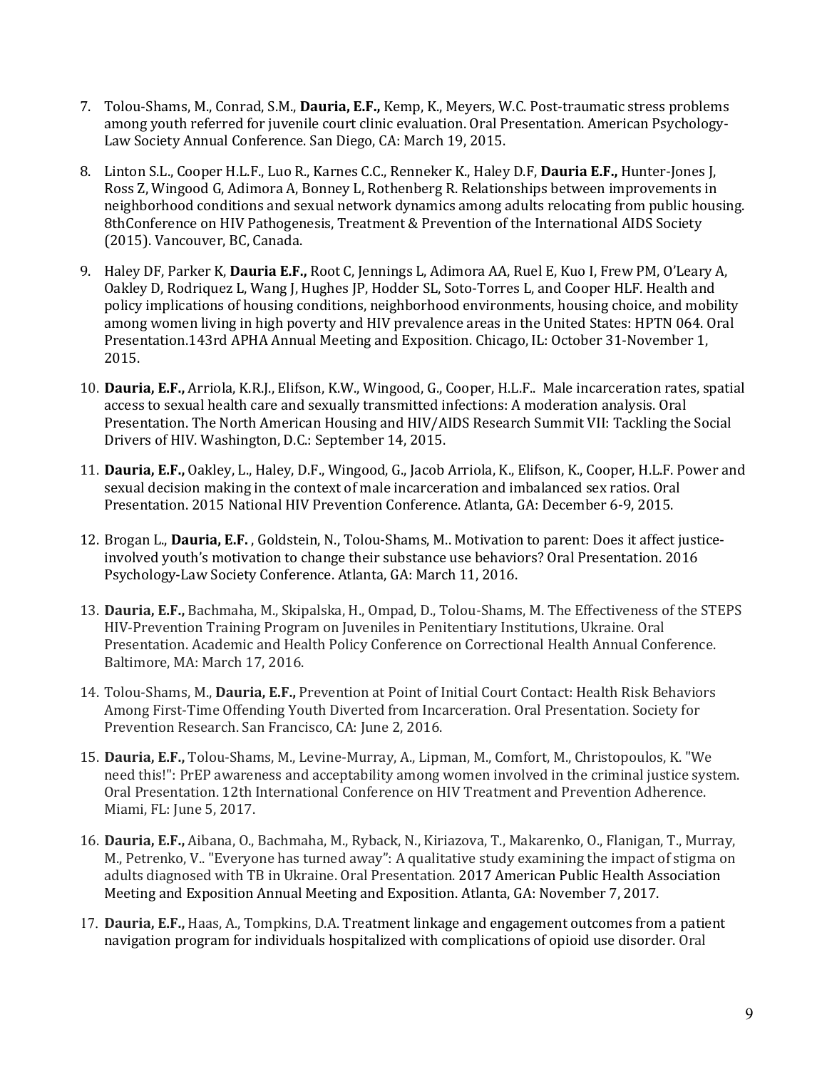7. Tolou-Shams, M., Conrad, S.M., **Dauria, E.F.,** Kemp, K., Meyers, W.C. Post-traumatic stress problems among youth referred for juvenile court clinic evaluation. Oral Presentation. American Psychology-Law Society Annual Conference. San Diego, CA: March 19, 2015.

8. Linton S.L., Cooper H.L.F., Luo R., Karnes C.C., Renneker K., Haley D.F, **Dauria E.F.,** Hunter-Jones J, Ross Z, Wingood G, Adimora A, Bonney L, Rothenberg R. Relationships between improvements in neighborhood conditions and sexual network dynamics among adults relocating from public housing. 8thConference on HIV Pathogenesis, Treatment & Prevention of the International AIDS Society (2015). Vancouver, BC, Canada.

9. Haley DF, Parker K, **Dauria E.F.,** Root C, Jennings L, Adimora AA, Ruel E, Kuo I, Frew PM, O'Leary A, Oakley D, Rodriquez L, Wang J, Hughes JP, Hodder SL, Soto-Torres L, and Cooper HLF. Health and policy implications of housing conditions, neighborhood environments, housing choice, and mobility among women living in high poverty and HIV prevalence areas in the United States: HPTN 064. Oral Presentation.143rd APHA Annual Meeting and Exposition. Chicago, IL: October 31-November 1, 2015.

10. **Dauria, E.F.,** Arriola, K.R.J., Elifson, K.W., Wingood, G., Cooper, H.L.F.. Male incarceration rates, spatial access to sexual health care and sexually transmitted infections: A moderation analysis. Oral Presentation. The North American Housing and HIV/AIDS Research Summit VII: Tackling the Social Drivers of HIV. Washington, D.C.: September 14, 2015.

11. **Dauria, E.F.,** Oakley, L., Haley, D.F., Wingood, G., Jacob Arriola, K., Elifson, K., Cooper, H.L.F. Power and sexual decision making in the context of male incarceration and imbalanced sex ratios. Oral Presentation. 2015 National HIV Prevention Conference. Atlanta, GA: December 6-9, 2015.

12. Brogan L., **Dauria, E.F.** , Goldstein, N., Tolou-Shams, M.. Motivation to parent: Does it affect justice-involved youth's motivation to change their substance use behaviors? Oral Presentation. 2016 Psychology-Law Society Conference. Atlanta, GA: March 11, 2016.

13. **Dauria, E.F.,** Bachmaha, M., Skipalska, H., Ompad, D., Tolou-Shams, M. The Effectiveness of the STEPS HIV-Prevention Training Program on Juveniles in Penitentiary Institutions, Ukraine. Oral Presentation. Academic and Health Policy Conference on Correctional Health Annual Conference. Baltimore, MA: March 17, 2016.

14. Tolou-Shams, M., **Dauria, E.F.,** Prevention at Point of Initial Court Contact: Health Risk Behaviors Among First-Time Offending Youth Diverted from Incarceration. Oral Presentation. Society for Prevention Research. San Francisco, CA: June 2, 2016.

15. **Dauria, E.F.,** Tolou-Shams, M., Levine-Murray, A., Lipman, M., Comfort, M., Christopoulos, K. "We need this!": PrEP awareness and acceptability among women involved in the criminal justice system. Oral Presentation. 12th International Conference on HIV Treatment and Prevention Adherence. Miami, FL: June 5, 2017.

16. **Dauria, E.F.,** Aibana, O., Bachmaha, M., Ryback, N., Kiriazova, T., Makarenko, O., Flanigan, T., Murray, M., Petrenko, V.. "Everyone has turned away": A qualitative study examining the impact of stigma on adults diagnosed with TB in Ukraine. Oral Presentation. 2017 American Public Health Association Meeting and Exposition Annual Meeting and Exposition. Atlanta, GA: November 7, 2017.

17. **Dauria, E.F.,** Haas, A., Tompkins, D.A. Treatment linkage and engagement outcomes from a patient navigation program for individuals hospitalized with complications of opioid use disorder. Oral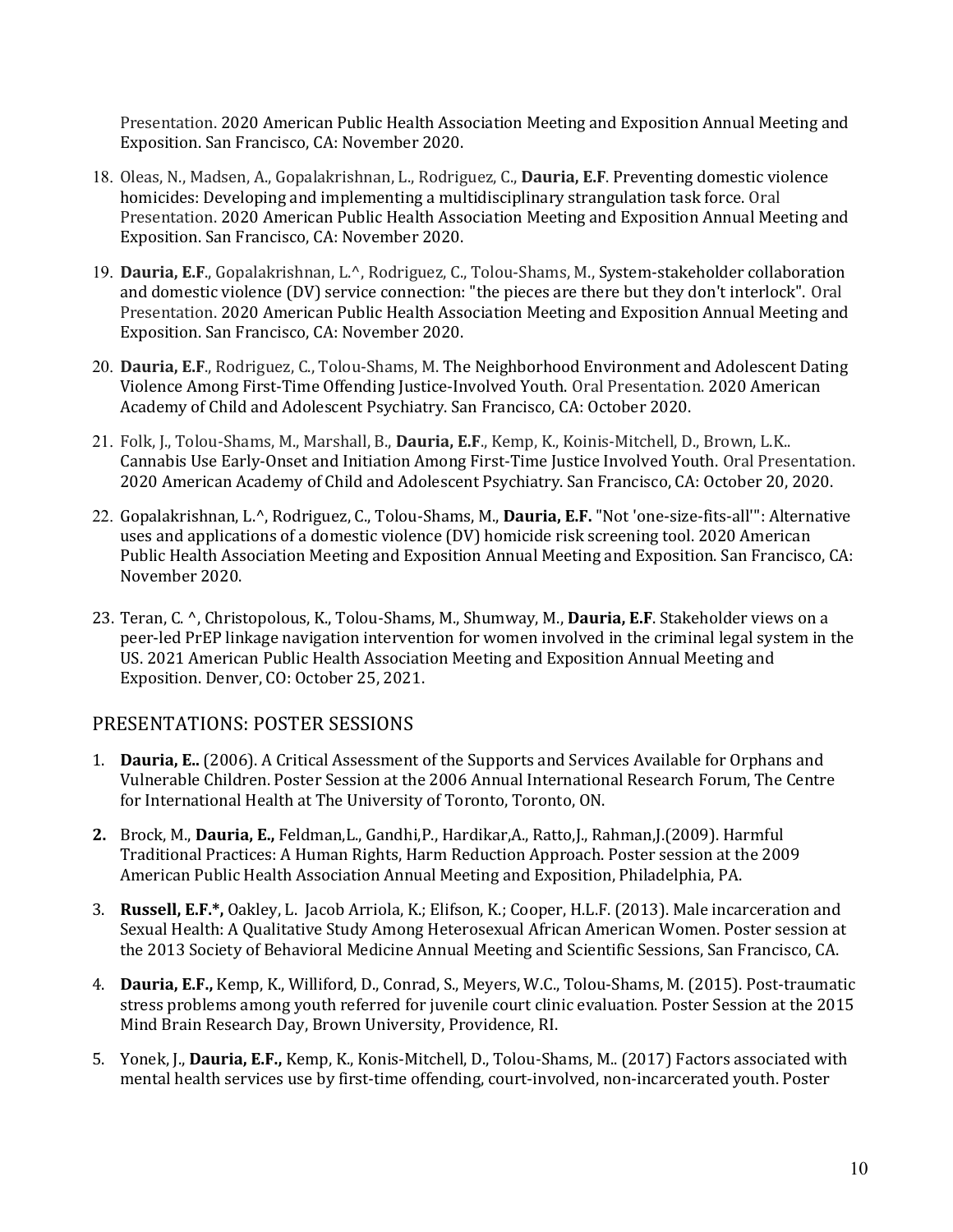Presentation. 2020 American Public Health Association Meeting and Exposition Annual Meeting and Exposition. San Francisco, CA: November 2020.

18. Oleas, N., Madsen, A., Gopalakrishnan, L., Rodriguez, C., **Dauria, E.F**. Preventing domestic violence homicides: Developing and implementing a multidisciplinary strangulation task force. Oral Presentation. 2020 American Public Health Association Meeting and Exposition Annual Meeting and Exposition. San Francisco, CA: November 2020.

19. **Dauria, E.F**., Gopalakrishnan, L.^, Rodriguez, C., Tolou-Shams, M., System-stakeholder collaboration and domestic violence (DV) service connection: "the pieces are there but they don't interlock". Oral Presentation. 2020 American Public Health Association Meeting and Exposition Annual Meeting and Exposition. San Francisco, CA: November 2020.

20. **Dauria, E.F**., Rodriguez, C., Tolou-Shams, M. The Neighborhood Environment and Adolescent Dating Violence Among First-Time Offending Justice-Involved Youth. Oral Presentation. 2020 American Academy of Child and Adolescent Psychiatry. San Francisco, CA: October 2020.

21. Folk, J., Tolou-Shams, M., Marshall, B., **Dauria, E.F**., Kemp, K., Koinis-Mitchell, D., Brown, L.K.. Cannabis Use Early-Onset and Initiation Among First-Time Justice Involved Youth. Oral Presentation. 2020 American Academy of Child and Adolescent Psychiatry. San Francisco, CA: October 20, 2020.

22. Gopalakrishnan, L.^, Rodriguez, C., Tolou-Shams, M., **Dauria, E.F.** "Not 'one-size-fits-all'": Alternative uses and applications of a domestic violence (DV) homicide risk screening tool. 2020 American Public Health Association Meeting and Exposition Annual Meeting and Exposition. San Francisco, CA: November 2020.

23. Teran, C. ^, Christopolous, K., Tolou-Shams, M., Shumway, M., **Dauria, E.F**. Stakeholder views on a peer-led PrEP linkage navigation intervention for women involved in the criminal legal system in the US. 2021 American Public Health Association Meeting and Exposition Annual Meeting and Exposition. Denver, CO: October 25, 2021.

## PRESENTATIONS: POSTER SESSIONS

1. **Dauria, E..** (2006). A Critical Assessment of the Supports and Services Available for Orphans and Vulnerable Children. Poster Session at the 2006 Annual International Research Forum, The Centre for International Health at The University of Toronto, Toronto, ON.

2. Brock, M., **Dauria, E.,** Feldman,L., Gandhi,P., Hardikar,A., Ratto,J., Rahman,J.(2009). Harmful Traditional Practices: A Human Rights, Harm Reduction Approach. Poster session at the 2009 American Public Health Association Annual Meeting and Exposition, Philadelphia, PA.

3. **Russell, E.F.*,** Oakley, L. Jacob Arriola, K.; Elifson, K.; Cooper, H.L.F. (2013). Male incarceration and Sexual Health: A Qualitative Study Among Heterosexual African American Women. Poster session at the 2013 Society of Behavioral Medicine Annual Meeting and Scientific Sessions, San Francisco, CA.

4. **Dauria, E.F.,** Kemp, K., Williford, D., Conrad, S., Meyers, W.C., Tolou-Shams, M. (2015). Post-traumatic stress problems among youth referred for juvenile court clinic evaluation. Poster Session at the 2015 Mind Brain Research Day, Brown University, Providence, RI.

5. Yonek, J., **Dauria, E.F.,** Kemp, K., Konis-Mitchell, D., Tolou-Shams, M.. (2017) Factors associated with mental health services use by first-time offending, court-involved, non-incarcerated youth. Poster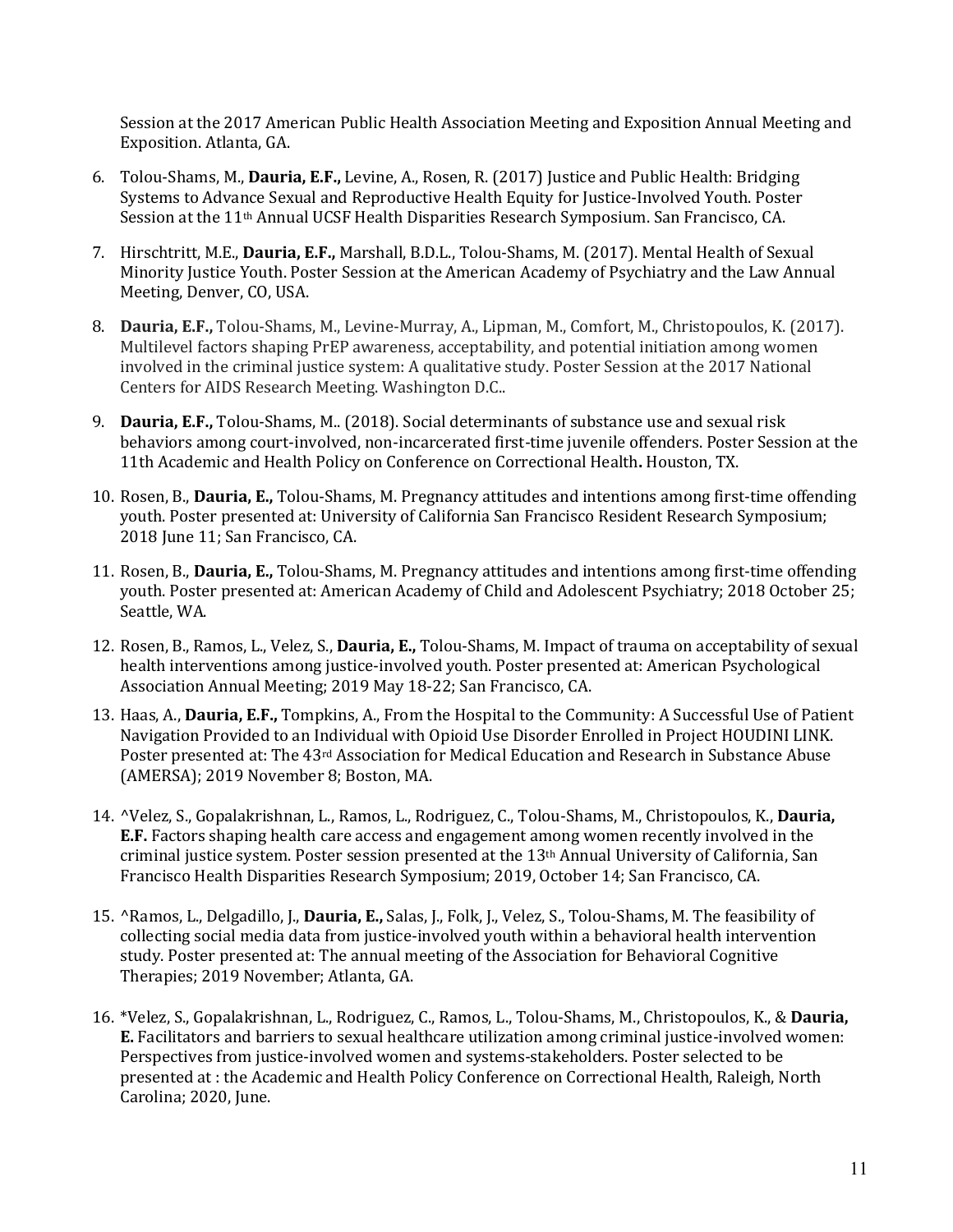Session at the 2017 American Public Health Association Meeting and Exposition Annual Meeting and Exposition. Atlanta, GA.

6. Tolou-Shams, M., **Dauria, E.F.,** Levine, A., Rosen, R. (2017) Justice and Public Health: Bridging Systems to Advance Sexual and Reproductive Health Equity for Justice-Involved Youth. Poster Session at the 11th Annual UCSF Health Disparities Research Symposium. San Francisco, CA.

7. Hirschtritt, M.E., **Dauria, E.F.,** Marshall, B.D.L., Tolou-Shams, M. (2017). Mental Health of Sexual Minority Justice Youth. Poster Session at the American Academy of Psychiatry and the Law Annual Meeting, Denver, CO, USA.

8. **Dauria, E.F.,** Tolou-Shams, M., Levine-Murray, A., Lipman, M., Comfort, M., Christopoulos, K. (2017). Multilevel factors shaping PrEP awareness, acceptability, and potential initiation among women involved in the criminal justice system: A qualitative study. Poster Session at the 2017 National Centers for AIDS Research Meeting. Washington D.C..

9. **Dauria, E.F.,** Tolou-Shams, M.. (2018). Social determinants of substance use and sexual risk behaviors among court-involved, non-incarcerated first-time juvenile offenders. Poster Session at the 11th Academic and Health Policy on Conference on Correctional Health**.** Houston, TX.

10. Rosen, B., **Dauria, E.,** Tolou-Shams, M. Pregnancy attitudes and intentions among first-time offending youth. Poster presented at: University of California San Francisco Resident Research Symposium; 2018 June 11; San Francisco, CA.

11. Rosen, B., **Dauria, E.,** Tolou-Shams, M. Pregnancy attitudes and intentions among first-time offending youth. Poster presented at: American Academy of Child and Adolescent Psychiatry; 2018 October 25; Seattle, WA.

12. Rosen, B., Ramos, L., Velez, S., **Dauria, E.,** Tolou-Shams, M. Impact of trauma on acceptability of sexual health interventions among justice-involved youth. Poster presented at: American Psychological Association Annual Meeting; 2019 May 18-22; San Francisco, CA.

13. Haas, A., **Dauria, E.F.,** Tompkins, A., From the Hospital to the Community: A Successful Use of Patient Navigation Provided to an Individual with Opioid Use Disorder Enrolled in Project HOUDINI LINK. Poster presented at: The 43rd Association for Medical Education and Research in Substance Abuse (AMERSA); 2019 November 8; Boston, MA.

14. ^Velez, S., Gopalakrishnan, L., Ramos, L., Rodriguez, C., Tolou-Shams, M., Christopoulos, K., **Dauria, E.F.** Factors shaping health care access and engagement among women recently involved in the criminal justice system. Poster session presented at the 13th Annual University of California, San Francisco Health Disparities Research Symposium; 2019, October 14; San Francisco, CA.

15. ^Ramos, L., Delgadillo, J., **Dauria, E.,** Salas, J., Folk, J., Velez, S., Tolou-Shams, M. The feasibility of collecting social media data from justice-involved youth within a behavioral health intervention study. Poster presented at: The annual meeting of the Association for Behavioral Cognitive Therapies; 2019 November; Atlanta, GA.

16. *Velez, S., Gopalakrishnan, L., Rodriguez, C., Ramos, L., Tolou-Shams, M., Christopoulos, K., & **Dauria, E.** Facilitators and barriers to sexual healthcare utilization among criminal justice-involved women: Perspectives from justice-involved women and systems-stakeholders. Poster selected to be presented at : the Academic and Health Policy Conference on Correctional Health, Raleigh, North Carolina; 2020, June.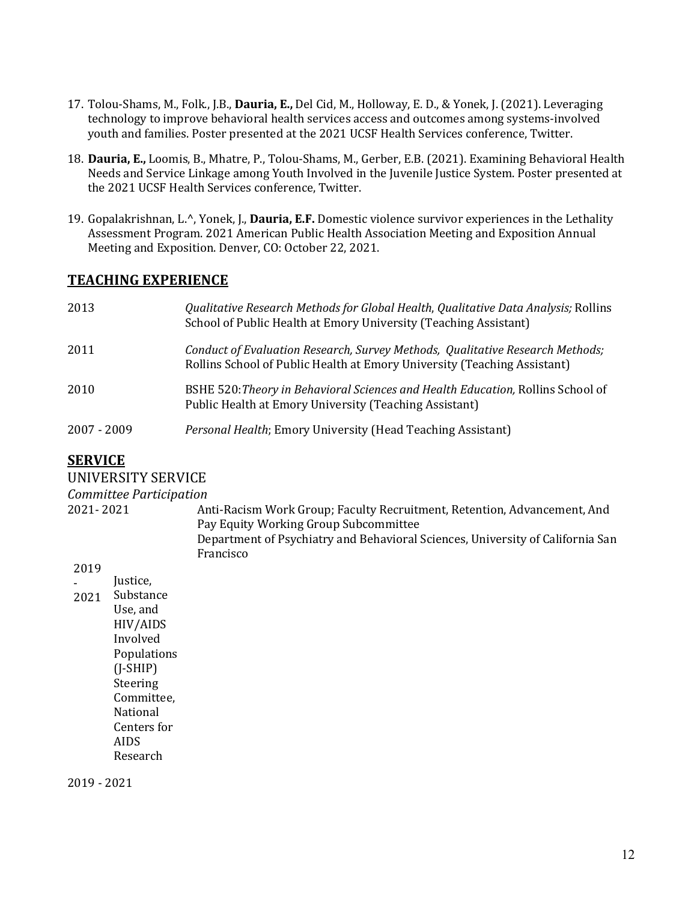17. Tolou-Shams, M., Folk., J.B., **Dauria, E.,** Del Cid, M., Holloway, E. D., & Yonek, J. (2021). Leveraging technology to improve behavioral health services access and outcomes among systems-involved youth and families. Poster presented at the 2021 UCSF Health Services conference, Twitter.

18. **Dauria, E.,** Loomis, B., Mhatre, P., Tolou-Shams, M., Gerber, E.B. (2021). Examining Behavioral Health Needs and Service Linkage among Youth Involved in the Juvenile Justice System. Poster presented at the 2021 UCSF Health Services conference, Twitter.

19. Gopalakrishnan, L.^, Yonek, J., **Dauria, E.F.** Domestic violence survivor experiences in the Lethality Assessment Program. 2021 American Public Health Association Meeting and Exposition Annual Meeting and Exposition. Denver, CO: October 22, 2021.

## TEACHING EXPERIENCE

2013 — *Qualitative Research Methods for Global Health*, *Qualitative Data Analysis;* Rollins School of Public Health at Emory University (Teaching Assistant)

2011 — *Conduct of Evaluation Research, Survey Methods, Qualitative Research Methods;* Rollins School of Public Health at Emory University (Teaching Assistant)

2010 — BSHE 520: *Theory in Behavioral Sciences and Health Education,* Rollins School of Public Health at Emory University (Teaching Assistant)

2007 - 2009 — *Personal Health*; Emory University (Head Teaching Assistant)

## SERVICE

### UNIVERSITY SERVICE

*Committee Participation*

2021- 2021 — Anti-Racism Work Group; Faculty Recruitment, Retention, Advancement, And Pay Equity Working Group Subcommittee
Department of Psychiatry and Behavioral Sciences, University of California San Francisco

2019 - 2021 — Justice, Substance Use, and HIV/AIDS Involved Populations (J-SHIP) Steering Committee, National Centers for AIDS Research

2019 - 2021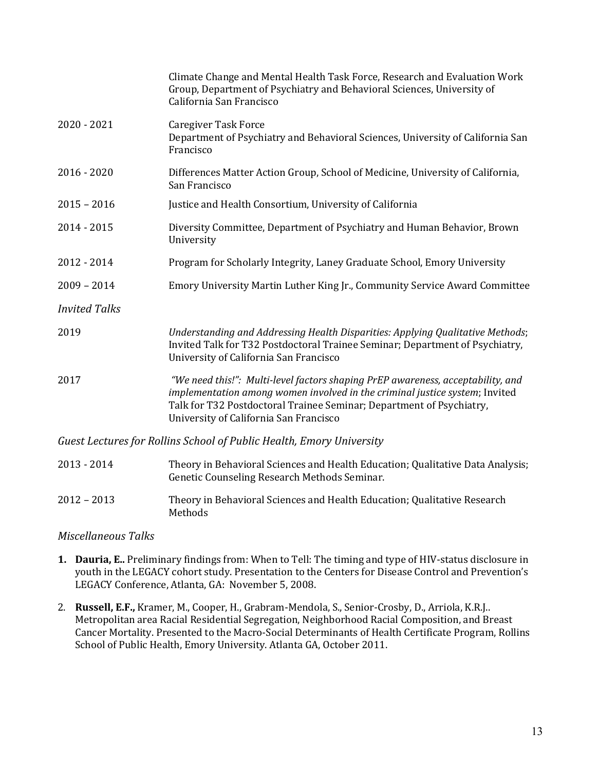| | |
|---|---|
| | Climate Change and Mental Health Task Force, Research and Evaluation Work Group, Department of Psychiatry and Behavioral Sciences, University of California San Francisco |
| 2020 - 2021 | Caregiver Task Force<br>Department of Psychiatry and Behavioral Sciences, University of California San Francisco |
| 2016 - 2020 | Differences Matter Action Group, School of Medicine, University of California, San Francisco |
| 2015 – 2016 | Justice and Health Consortium, University of California |
| 2014 - 2015 | Diversity Committee, Department of Psychiatry and Human Behavior, Brown University |
| 2012 - 2014 | Program for Scholarly Integrity, Laney Graduate School, Emory University |
| 2009 – 2014 | Emory University Martin Luther King Jr., Community Service Award Committee |

*Invited Talks*

| | |
|---|---|
| 2019 | *Understanding and Addressing Health Disparities: Applying Qualitative Methods*; Invited Talk for T32 Postdoctoral Trainee Seminar; Department of Psychiatry, University of California San Francisco |
| 2017 | *"We need this!": Multi-level factors shaping PrEP awareness, acceptability, and implementation among women involved in the criminal justice system*; Invited Talk for T32 Postdoctoral Trainee Seminar; Department of Psychiatry, University of California San Francisco |

*Guest Lectures for Rollins School of Public Health, Emory University*

| | |
|---|---|
| 2013 - 2014 | Theory in Behavioral Sciences and Health Education; Qualitative Data Analysis; Genetic Counseling Research Methods Seminar. |
| 2012 – 2013 | Theory in Behavioral Sciences and Health Education; Qualitative Research Methods |

*Miscellaneous Talks*

1. **Dauria, E..** Preliminary findings from: When to Tell: The timing and type of HIV-status disclosure in youth in the LEGACY cohort study. Presentation to the Centers for Disease Control and Prevention's LEGACY Conference, Atlanta, GA: November 5, 2008.
2. **Russell, E.F.,** Kramer, M., Cooper, H., Grabram-Mendola, S., Senior-Crosby, D., Arriola, K.R.J.. Metropolitan area Racial Residential Segregation, Neighborhood Racial Composition, and Breast Cancer Mortality. Presented to the Macro-Social Determinants of Health Certificate Program, Rollins School of Public Health, Emory University. Atlanta GA, October 2011.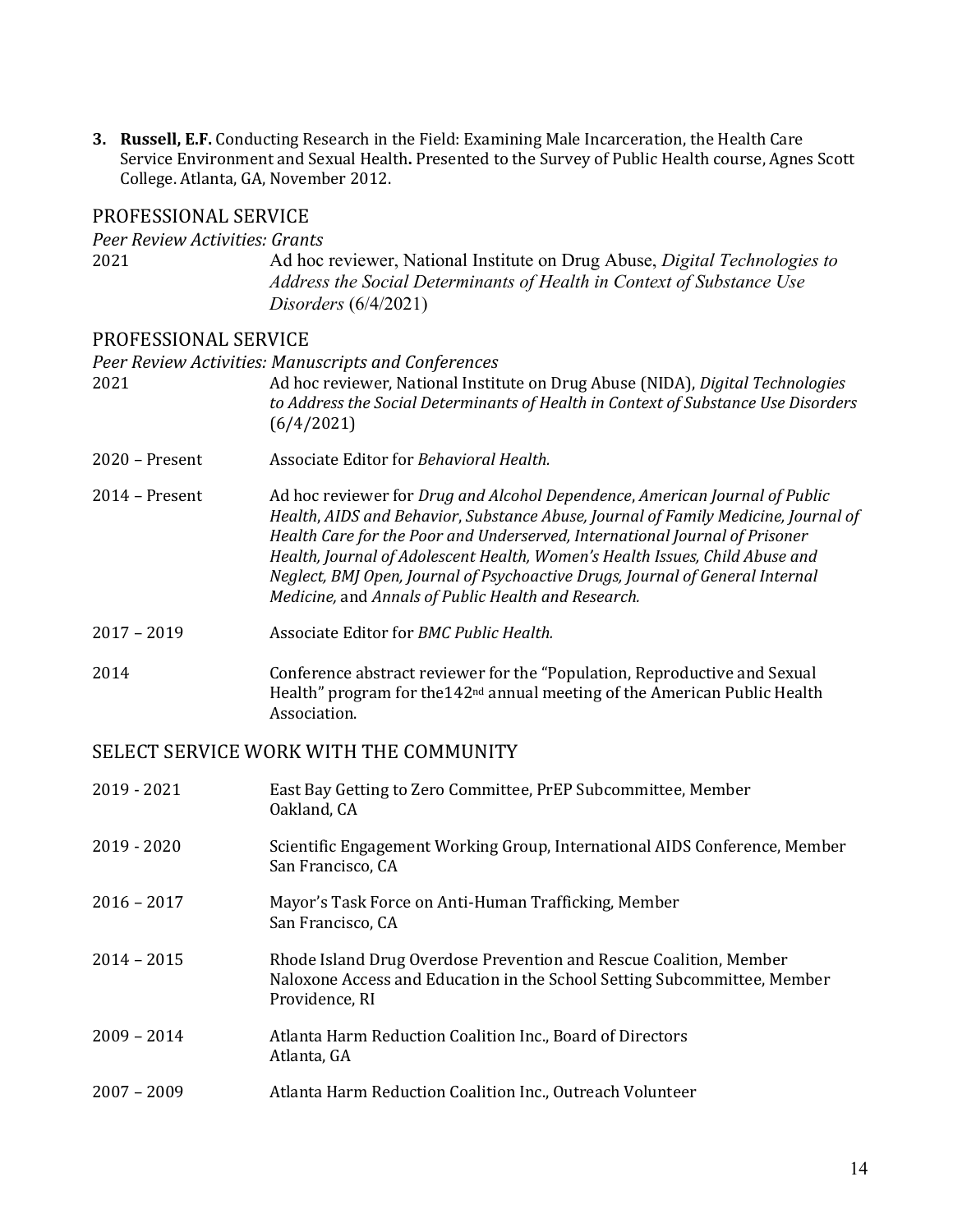3. **Russell, E.F.** Conducting Research in the Field: Examining Male Incarceration, the Health Care Service Environment and Sexual Health**.** Presented to the Survey of Public Health course, Agnes Scott College. Atlanta, GA, November 2012.

## PROFESSIONAL SERVICE

*Peer Review Activities: Grants*

2021 — Ad hoc reviewer, National Institute on Drug Abuse, *Digital Technologies to Address the Social Determinants of Health in Context of Substance Use Disorders* (6/4/2021)

## PROFESSIONAL SERVICE

*Peer Review Activities: Manuscripts and Conferences*

2021 — Ad hoc reviewer, National Institute on Drug Abuse (NIDA), *Digital Technologies to Address the Social Determinants of Health in Context of Substance Use Disorders* (6/4/2021)

2020 – Present — Associate Editor for *Behavioral Health.*

2014 – Present — Ad hoc reviewer for *Drug and Alcohol Dependence*, *American Journal of Public Health*, *AIDS and Behavior*, *Substance Abuse, Journal of Family Medicine, Journal of Health Care for the Poor and Underserved, International Journal of Prisoner Health, Journal of Adolescent Health, Women's Health Issues, Child Abuse and Neglect, BMJ Open, Journal of Psychoactive Drugs, Journal of General Internal Medicine,* and *Annals of Public Health and Research.*

2017 – 2019 — Associate Editor for *BMC Public Health.*

2014 — Conference abstract reviewer for the "Population, Reproductive and Sexual Health" program for the142nd annual meeting of the American Public Health Association.

## SELECT SERVICE WORK WITH THE COMMUNITY

2019 - 2021 — East Bay Getting to Zero Committee, PrEP Subcommittee, Member
Oakland, CA

2019 - 2020 — Scientific Engagement Working Group, International AIDS Conference, Member
San Francisco, CA

2016 – 2017 — Mayor's Task Force on Anti-Human Trafficking, Member
San Francisco, CA

2014 – 2015 — Rhode Island Drug Overdose Prevention and Rescue Coalition, Member
Naloxone Access and Education in the School Setting Subcommittee, Member
Providence, RI

2009 – 2014 — Atlanta Harm Reduction Coalition Inc., Board of Directors
Atlanta, GA

2007 – 2009 — Atlanta Harm Reduction Coalition Inc., Outreach Volunteer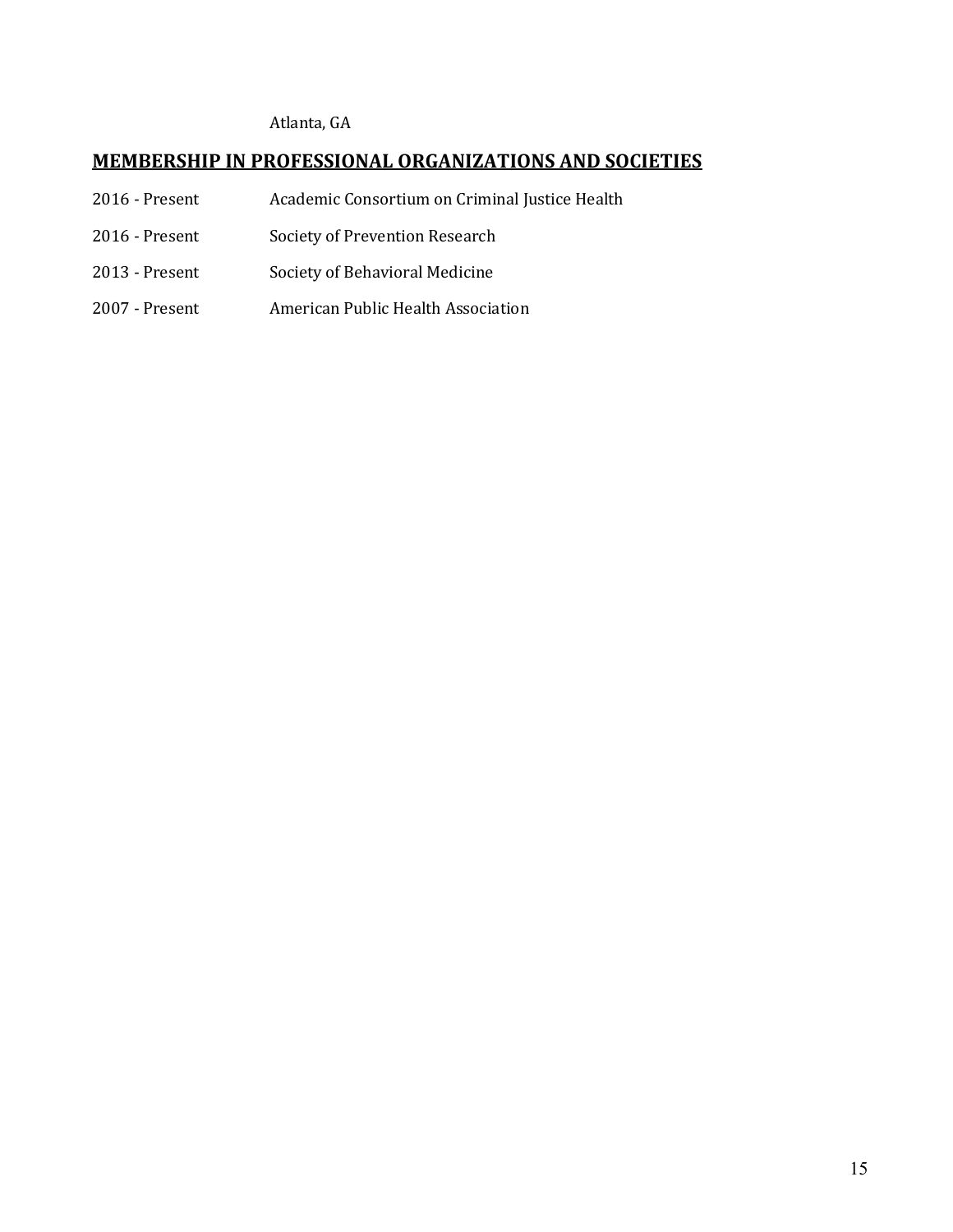Atlanta, GA

## MEMBERSHIP IN PROFESSIONAL ORGANIZATIONS AND SOCIETIES

| | |
|---|---|
| 2016 - Present | Academic Consortium on Criminal Justice Health |
| 2016 - Present | Society of Prevention Research |
| 2013 - Present | Society of Behavioral Medicine |
| 2007 - Present | American Public Health Association |